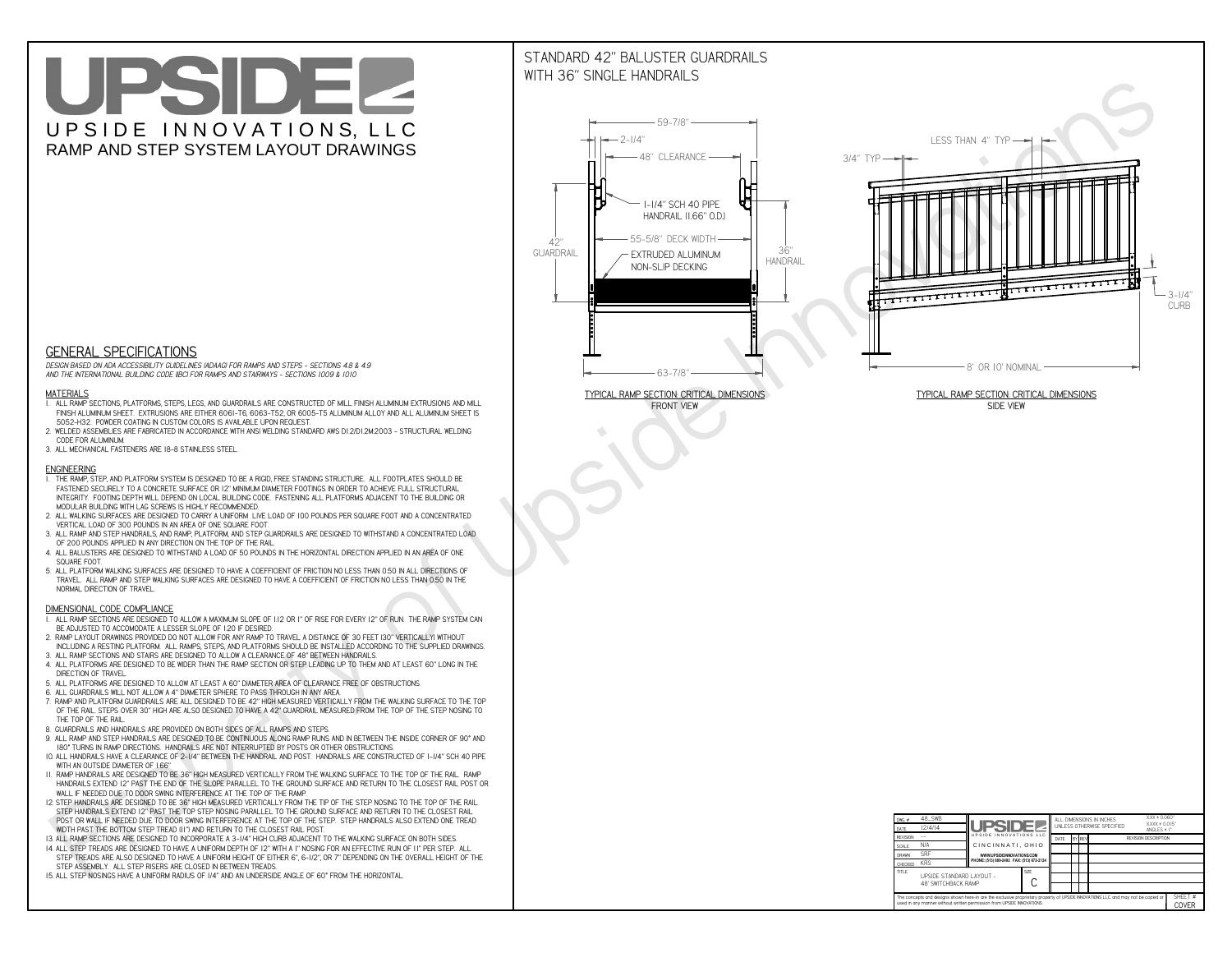# UPSIDE INNOVATIONS, LLC

## RAMP AND STEP SYSTEM LAYOUT DRAWINGS

## STANDARD 42" BALUSTER GUARDRAILS WITH 36" SINGLE HANDRAILS

59-7/8"
2-1/4"
48" CLEARANCE
1-1/4" SCH 40 PIPE HANDRAIL (1.66" O.D.)
42" GUARDRAIL
55-5/8" DECK WIDTH
EXTRUDED ALUMINUM NON-SLIP DECKING
36" HANDRAIL
63-7/8"

TYPICAL RAMP SECTION: CRITICAL DIMENSIONS
FRONT VIEW

LESS THAN 4" TYP
3/4" TYP
3-1/4" CURB
8' OR 10' NOMINAL

TYPICAL RAMP SECTION: CRITICAL DIMENSIONS
SIDE VIEW

## GENERAL SPECIFICATIONS

*DESIGN BASED ON ADA ACCESSIBILITY GUIDELINES (ADAAG) FOR RAMPS AND STEPS - SECTIONS 4.8 & 4.9 AND THE INTERNATIONAL BUILDING CODE (IBC) FOR RAMPS AND STAIRWAYS - SECTIONS 1009 & 1010*

### MATERIALS

1. ALL RAMP SECTIONS, PLATFORMS, STEPS, LEGS, AND GUARDRAILS ARE CONSTRUCTED OF MILL FINISH ALUMINUM EXTRUSIONS AND MILL FINISH ALUMINUM SHEET. EXTRUSIONS ARE EITHER 6061-T6, 6063-T52, OR 6005-T5 ALUMINUM ALLOY AND ALL ALUMINUM SHEET IS 5052-H32. POWDER COATING IN CUSTOM COLORS IS AVAILABLE UPON REQUEST.
2. WELDED ASSEMBLIES ARE FABRICATED IN ACCORDANCE WITH ANSI WELDING STANDARD AWS D1.2/D1.2M:2003 - STRUCTURAL WELDING CODE FOR ALUMINUM.
3. ALL MECHANICAL FASTENERS ARE 18-8 STAINLESS STEEL.

### ENGINEERING

1. THE RAMP, STEP, AND PLATFORM SYSTEM IS DESIGNED TO BE A RIGID, FREE STANDING STRUCTURE. ALL FOOTPLATES SHOULD BE FASTENED SECURELY TO A CONCRETE SURFACE OR 12" MINIMUM DIAMETER FOOTINGS IN ORDER TO ACHIEVE FULL STRUCTURAL INTEGRITY. FOOTING DEPTH WILL DEPEND ON LOCAL BUILDING CODE. FASTENING ALL PLATFORMS ADJACENT TO THE BUILDING OR MODULAR BUILDING WITH LAG SCREWS IS HIGHLY RECOMMENDED.
2. ALL WALKING SURFACES ARE DESIGNED TO CARRY A UNIFORM LIVE LOAD OF 100 POUNDS PER SQUARE FOOT AND A CONCENTRATED VERTICAL LOAD OF 300 POUNDS IN AN AREA OF ONE SQUARE FOOT.
3. ALL RAMP AND STEP HANDRAILS, AND RAMP, PLATFORM, AND STEP GUARDRAILS ARE DESIGNED TO WITHSTAND A CONCENTRATED LOAD OF 200 POUNDS APPLIED IN ANY DIRECTION ON THE TOP OF THE RAIL.
4. ALL BALUSTERS ARE DESIGNED TO WITHSTAND A LOAD OF 50 POUNDS IN THE HORIZONTAL DIRECTION APPLIED IN AN AREA OF ONE SQUARE FOOT.
5. ALL PLATFORM WALKING SURFACES ARE DESIGNED TO HAVE A COEFFICIENT OF FRICTION NO LESS THAN 0.50 IN ALL DIRECTIONS OF TRAVEL. ALL RAMP AND STEP WALKING SURFACES ARE DESIGNED TO HAVE A COEFFICIENT OF FRICTION NO LESS THAN 0.50 IN THE NORMAL DIRECTION OF TRAVEL.

### DIMENSIONAL CODE COMPLIANCE

1. ALL RAMP SECTIONS ARE DESIGNED TO ALLOW A MAXIMUM SLOPE OF 1:12 OR 1" OF RISE FOR EVERY 12" OF RUN. THE RAMP SYSTEM CAN BE ADJUSTED TO ACCOMODATE A LESSER SLOPE OF 1:20 IF DESIRED.
2. RAMP LAYOUT DRAWINGS PROVIDED DO NOT ALLOW FOR ANY RAMP TO TRAVEL A DISTANCE OF 30 FEET (30" VERTICALLY) WITHOUT INCLUDING A RESTING PLATFORM. ALL RAMPS, STEPS, AND PLATFORMS SHOULD BE INSTALLED ACCORDING TO THE SUPPLIED DRAWINGS.
3. ALL RAMP SECTIONS AND STAIRS ARE DESIGNED TO ALLOW A CLEARANCE OF 48" BETWEEN HANDRAILS.
4. ALL PLATFORMS ARE DESIGNED TO BE WIDER THAN THE RAMP SECTION OR STEP LEADING UP TO THEM AND AT LEAST 60" LONG IN THE DIRECTION OF TRAVEL.
5. ALL PLATFORMS ARE DESIGNED TO ALLOW AT LEAST A 60" DIAMETER AREA OF CLEARANCE FREE OF OBSTRUCTIONS.
6. ALL GUARDRAILS WILL NOT ALLOW A 4" DIAMETER SPHERE TO PASS THROUGH IN ANY AREA.
7. RAMP AND PLATFORM GUARDRAILS ARE ALL DESIGNED TO BE 42" HIGH MEASURED VERTICALLY FROM THE WALKING SURFACE TO THE TOP OF THE RAIL. STEPS OVER 30" HIGH ARE ALSO DESIGNED TO HAVE A 42" GUARDRAIL MEASURED FROM THE TOP OF THE STEP NOSING TO THE TOP OF THE RAIL.
8. GUARDRAILS AND HANDRAILS ARE PROVIDED ON BOTH SIDES OF ALL RAMPS AND STEPS.
9. ALL RAMP AND STEP HANDRAILS ARE DESIGNED TO BE CONTINUOUS ALONG RAMP RUNS AND IN BETWEEN THE INSIDE CORNER OF 90° AND 180° TURNS IN RAMP DIRECTIONS. HANDRAILS ARE NOT INTERRUPTED BY POSTS OR OTHER OBSTRUCTIONS.
10. ALL HANDRAILS HAVE A CLEARANCE OF 2-1/4" BETWEEN THE HANDRAIL AND POST. HANDRAILS ARE CONSTRUCTED OF 1-1/4" SCH 40 PIPE WITH AN OUTSIDE DIAMETER OF 1.66"
11. RAMP HANDRAILS ARE DESIGNED TO BE 36" HIGH MEASURED VERTICALLY FROM THE WALKING SURFACE TO THE TOP OF THE RAIL. RAMP HANDRAILS EXTEND 12" PAST THE END OF THE SLOPE PARALLEL TO THE GROUND SURFACE AND RETURN TO THE CLOSEST RAIL POST OR WALL IF NEEDED DUE TO DOOR SWING INTERFERENCE AT THE TOP OF THE RAMP.
12. STEP HANDRAILS ARE DESIGNED TO BE 36" HIGH MEASURED VERTICALLY FROM THE TIP OF THE STEP NOSING TO THE TOP OF THE RAIL. STEP HANDRAILS EXTEND 12" PAST THE TOP STEP NOSING PARALLEL TO THE GROUND SURFACE AND RETURN TO THE CLOSEST RAIL POST OR WALL IF NEEDED DUE TO DOOR SWING INTERFERENCE AT THE TOP OF THE STEP. STEP HANDRAILS ALSO EXTEND ONE TREAD WIDTH PAST THE BOTTOM STEP TREAD (11") AND RETURN TO THE CLOSEST RAIL POST.
13. ALL RAMP SECTIONS ARE DESIGNED TO INCORPORATE A 3-1/4" HIGH CURB ADJACENT TO THE WALKING SURFACE ON BOTH SIDES.
14. ALL STEP TREADS ARE DESIGNED TO HAVE A UNIFORM DEPTH OF 12" WITH A 1" NOSING FOR AN EFFECTIVE RUN OF 11" PER STEP. ALL STEP TREADS ARE ALSO DESIGNED TO HAVE A UNIFORM HEIGHT OF EITHER 6", 6-1/2", OR 7" DEPENDING ON THE OVERALL HEIGHT OF THE STEP ASSEMBLY. ALL STEP RISERS ARE CLOSED IN BETWEEN TREADS.
15. ALL STEP NOSINGS HAVE A UNIFORM RADIUS OF 1/4" AND AN UNDERSIDE ANGLE OF 60° FROM THE HORIZONTAL.

| DWG # | 48_SWB | UPSIDE INNOVATIONS LLC | ALL DIMENSIONS IN INCHES UNLESS OTHERWISE SPECIFIED | X.XX ± 0.060"<br>X.XXX ± 0.015"<br>ANGLES ± 1° |
|---|---|---|---|---|
| DATE | 12/4/14 | CINCINNATI, OHIO | DATE / BY / REV | REVISION DESCRIPTION |
| REVISION | --- | WWW.UPSIDEINNOVATIONS.COM | | |
| SCALE | N/A | PHONE: (513) 889-2492 FAX: (513) 672-2124 | | |
| DRAWN | SRF | | | |
| CHECKED | KRS | | | |
| TITLE | UPSIDE STANDARD LAYOUT - 48' SWITCHBACK RAMP | SIZE: C | | |

The concepts and designs shown here-in are the exclusive proprietary property of UPSIDE INNOVATIONS LLC and may not be copied or used in any manner without written permission from UPSIDE INNOVATIONS.

SHEET #: COVER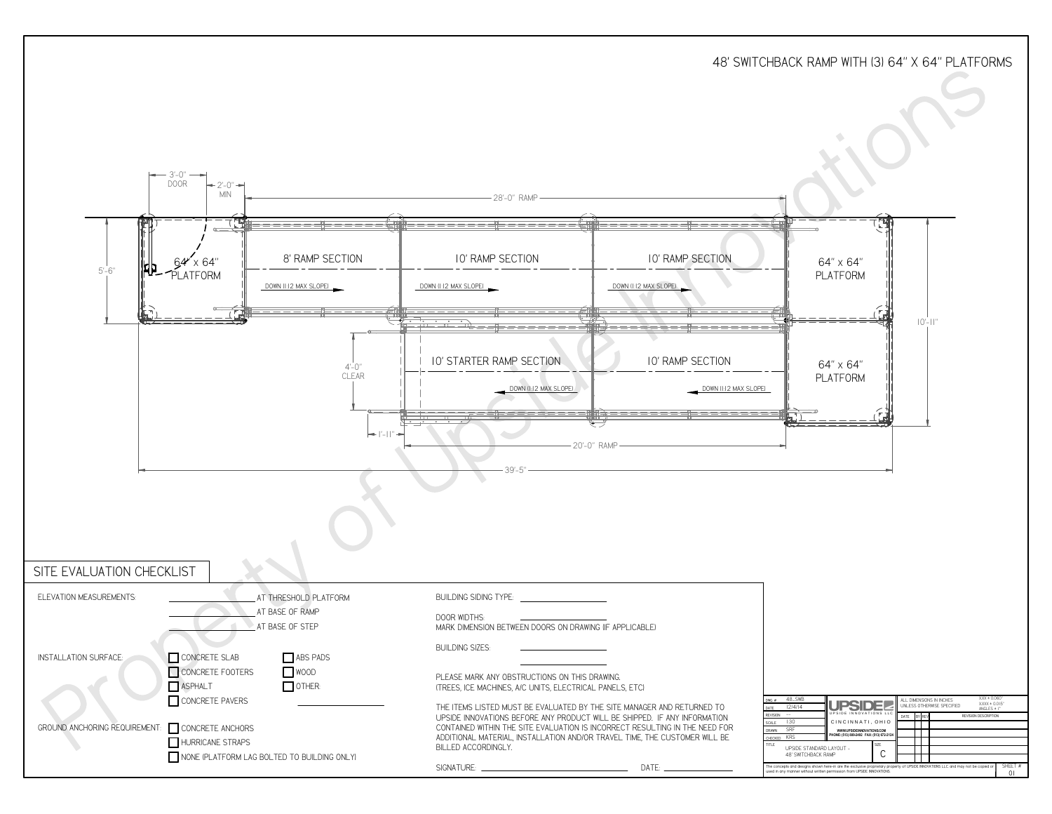# 48' SWITCHBACK RAMP WITH (3) 64" X 64" PLATFORMS

3'-0" DOOR

2'-0" MIN

28'-0" RAMP

5'-6"

64" x 64" PLATFORM

8' RAMP SECTION

DOWN (1:12 MAX SLOPE)

10' RAMP SECTION

DOWN (1:12 MAX SLOPE)

10' RAMP SECTION

DOWN (1:12 MAX SLOPE)

64" x 64" PLATFORM

10'-11"

4'-0" CLEAR

10' STARTER RAMP SECTION

DOWN (1:12 MAX SLOPE)

10' RAMP SECTION

DOWN (1:12 MAX SLOPE)

64" x 64" PLATFORM

1'-11"

20'-0" RAMP

39'-5"

Property of Upside Innovations

## SITE EVALUATION CHECKLIST

ELEVATION MEASUREMENTS: ____________ AT THRESHOLD PLATFORM

____________ AT BASE OF RAMP

____________ AT BASE OF STEP

INSTALLATION SURFACE:

- ☐ CONCRETE SLAB
- ☐ CONCRETE FOOTERS
- ☐ ASPHALT
- ☐ CONCRETE PAVERS
- ☐ ABS PADS
- ☐ WOOD
- ☐ OTHER ____________

GROUND ANCHORING REQUIREMENT:

- ☐ CONCRETE ANCHORS
- ☐ HURRICANE STRAPS
- ☐ NONE (PLATFORM LAG BOLTED TO BUILDING ONLY)

BUILDING SIDING TYPE: ____________

DOOR WIDTHS: ____________
MARK DIMENSION BETWEEN DOORS ON DRAWING (IF APPLICABLE)

BUILDING SIZES: ____________

____________

PLEASE MARK ANY OBSTRUCTIONS ON THIS DRAWING.
(TREES, ICE MACHINES, A/C UNITS, ELECTRICAL PANELS, ETC)

THE ITEMS LISTED MUST BE EVALUATED BY THE SITE MANAGER AND RETURNED TO UPSIDE INNOVATIONS BEFORE ANY PRODUCT WILL BE SHIPPED. IF ANY INFORMATION CONTAINED WITHIN THE SITE EVALUATION IS INCORRECT RESULTING IN THE NEED FOR ADDITIONAL MATERIAL, INSTALLATION AND/OR TRAVEL TIME, THE CUSTOMER WILL BE BILLED ACCORDINGLY.

SIGNATURE: ____________ DATE: ____________

| | |
|---|---|
| DWG # | 48_SWB |
| DATE | 12/4/14 |
| REVISION | --- |
| SCALE | 1:30 |
| DRAWN | SRF |
| CHECKED | KRS |

UPSIDE — UPSIDE INNOVATIONS LLC
CINCINNATI, OHIO
WWW.UPSIDEINNOVATIONS.COM
PHONE: (513) 889-2492 FAX: (513) 873-2124

ALL DIMENSIONS IN INCHES UNLESS OTHERWISE SPECIFIED
X.XX ± 0.060"
X.XXX ± 0.015"
ANGLES ± 1°

| DATE | BY | REV | REVISION DESCRIPTION |
|---|---|---|---|

TITLE: UPSIDE STANDARD LAYOUT - 48' SWITCHBACK RAMP

SIZE: C

The concepts and designs shown here-in are the exclusive proprietary property of UPSIDE INNOVATIONS LLC and may not be copied or used in any manner without written permission from UPSIDE INNOVATIONS.

SHEET # 01